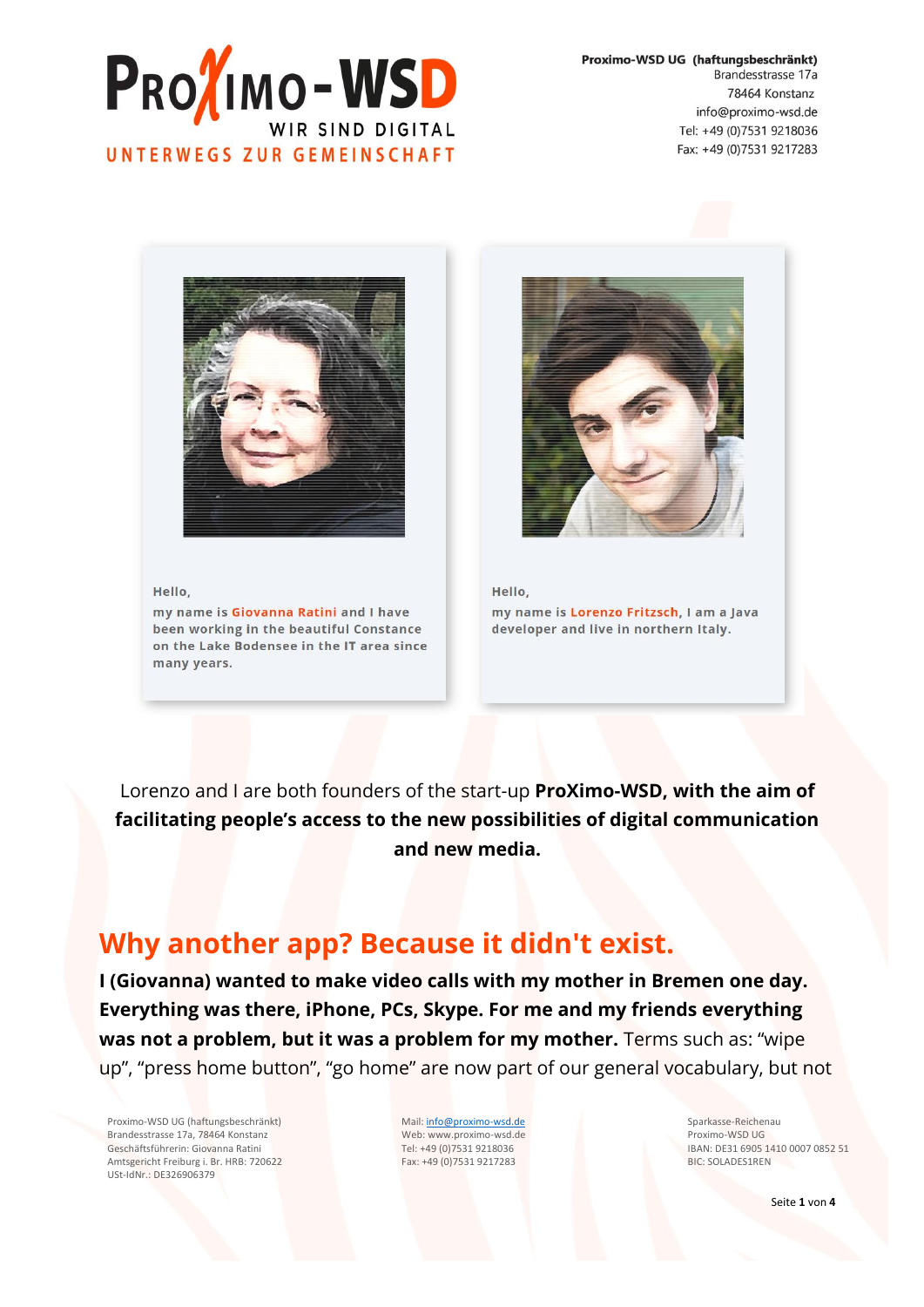**Proximo-WSD UG (haftungsbeschränkt)**
Brandesstrasse 17a
78464 Konstanz
info@proximo-wsd.de
Tel: +49 (0)7531 9218036
Fax: +49 (0)7531 9217283

Hello,
my name is **Giovanna Ratini** and I have been working in the beautiful Constance on the Lake Bodensee in the IT area since many years.

Hello,
my name is **Lorenzo Fritzsch**, I am a Java developer and live in northern Italy.

Lorenzo and I are both founders of the start-up **ProXimo-WSD, with the aim of facilitating people's access to the new possibilities of digital communication and new media.**

## Why another app? Because it didn't exist.

**I (Giovanna) wanted to make video calls with my mother in Bremen one day. Everything was there, iPhone, PCs, Skype. For me and my friends everything was not a problem, but it was a problem for my mother.** Terms such as: "wipe up", "press home button", "go home" are now part of our general vocabulary, but not

Proximo-WSD UG (haftungsbeschränkt)
Brandesstrasse 17a, 78464 Konstanz
Geschäftsführerin: Giovanna Ratini
Amtsgericht Freiburg i. Br. HRB: 720622
USt-IdNr.: DE326906379

Mail: info@proximo-wsd.de
Web: www.proximo-wsd.de
Tel: +49 (0)7531 9218036
Fax: +49 (0)7531 9217283

Sparkasse-Reichenau
Proximo-WSD UG
IBAN: DE31 6905 1410 0007 0852 51
BIC: SOLADES1REN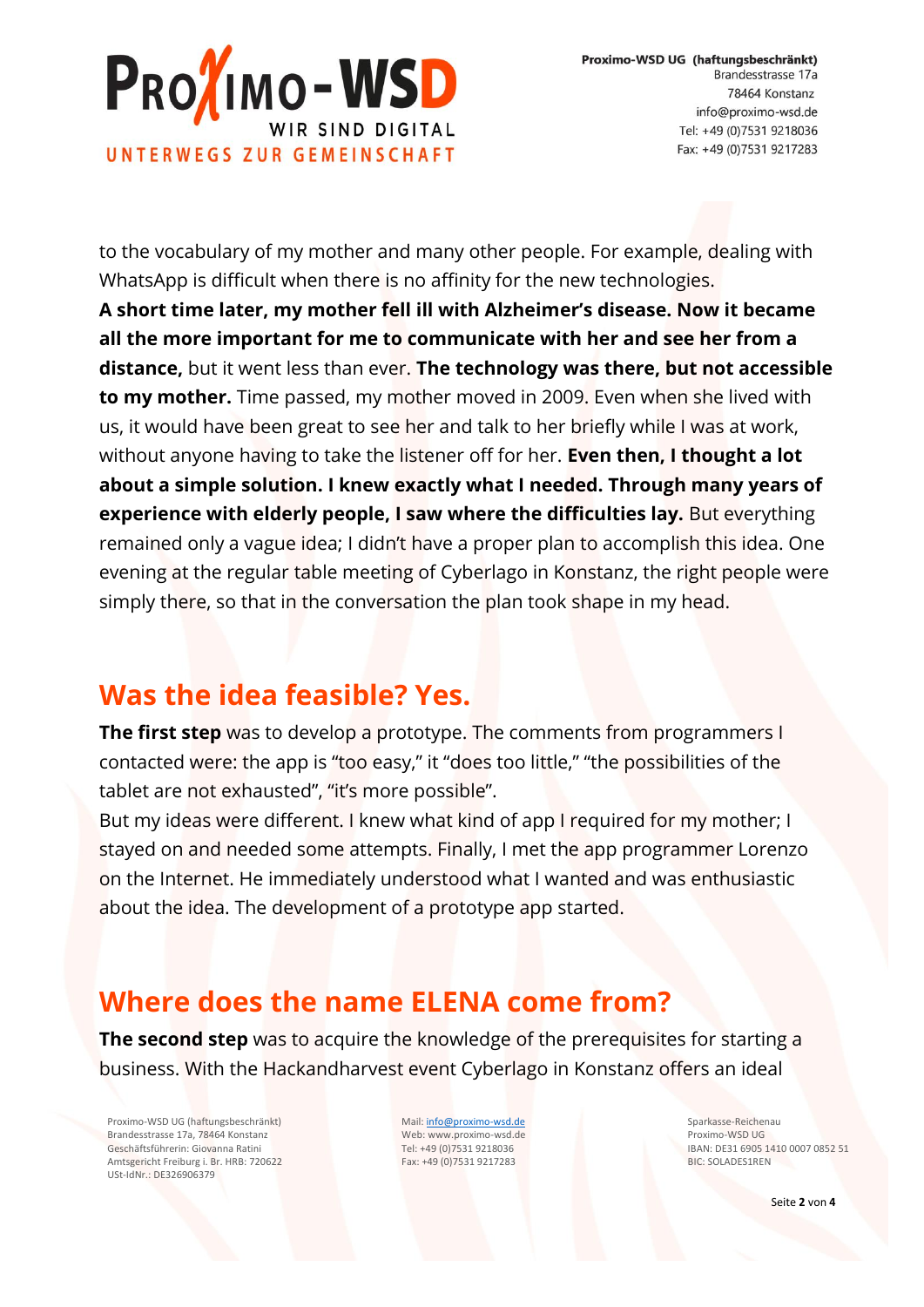to the vocabulary of my mother and many other people. For example, dealing with WhatsApp is difficult when there is no affinity for the new technologies.
**A short time later, my mother fell ill with Alzheimer's disease. Now it became all the more important for me to communicate with her and see her from a distance,** but it went less than ever. **The technology was there, but not accessible to my mother.** Time passed, my mother moved in 2009. Even when she lived with us, it would have been great to see her and talk to her briefly while I was at work, without anyone having to take the listener off for her. **Even then, I thought a lot about a simple solution. I knew exactly what I needed. Through many years of experience with elderly people, I saw where the difficulties lay.** But everything remained only a vague idea; I didn't have a proper plan to accomplish this idea. One evening at the regular table meeting of Cyberlago in Konstanz, the right people were simply there, so that in the conversation the plan took shape in my head.

## Was the idea feasible? Yes.

**The first step** was to develop a prototype. The comments from programmers I contacted were: the app is "too easy," it "does too little," "the possibilities of the tablet are not exhausted", "it's more possible".
But my ideas were different. I knew what kind of app I required for my mother; I stayed on and needed some attempts. Finally, I met the app programmer Lorenzo on the Internet. He immediately understood what I wanted and was enthusiastic about the idea. The development of a prototype app started.

## Where does the name ELENA come from?

**The second step** was to acquire the knowledge of the prerequisites for starting a business. With the Hackandharvest event Cyberlago in Konstanz offers an ideal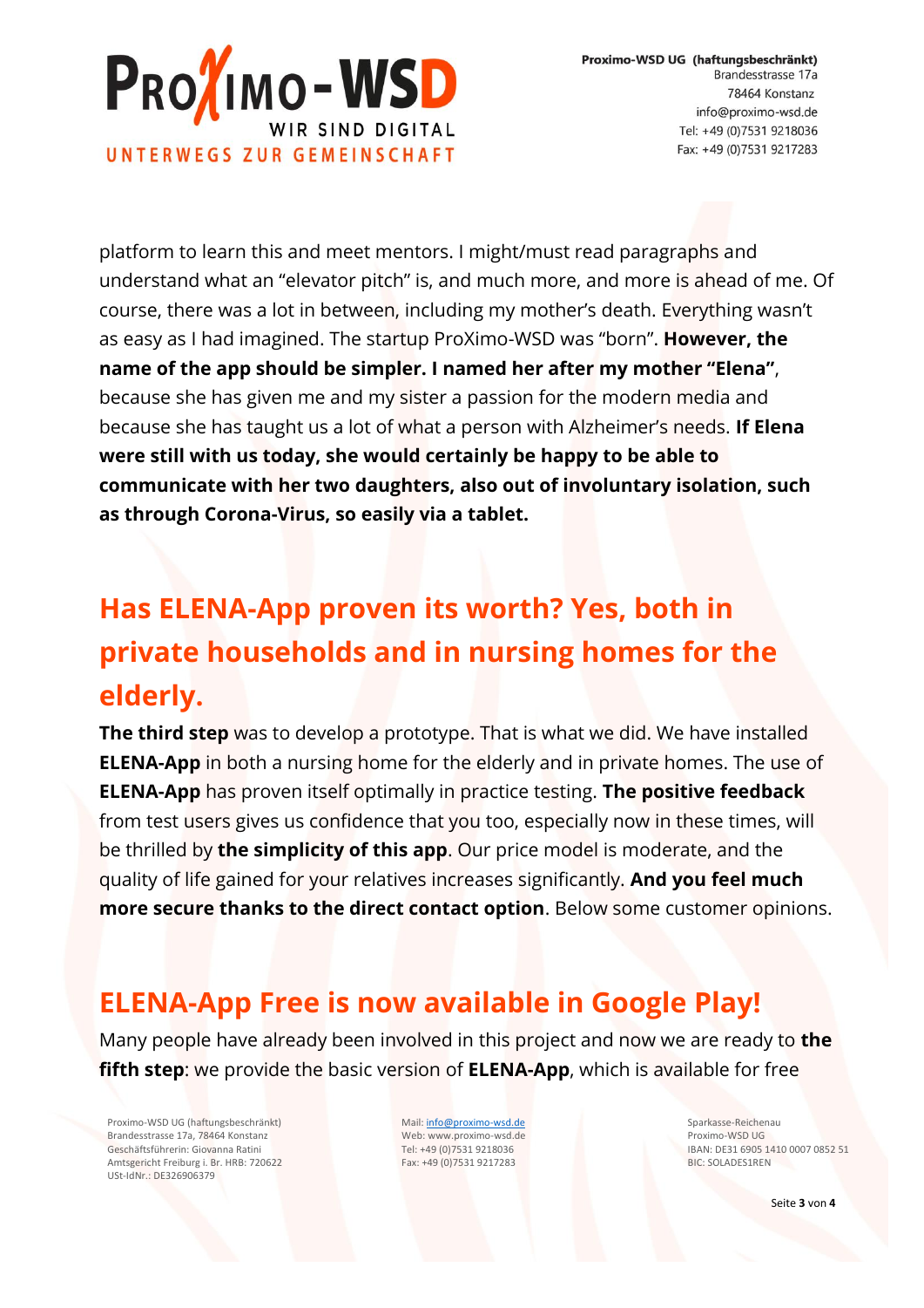platform to learn this and meet mentors. I might/must read paragraphs and understand what an "elevator pitch" is, and much more, and more is ahead of me. Of course, there was a lot in between, including my mother's death. Everything wasn't as easy as I had imagined. The startup ProXimo-WSD was "born". **However, the name of the app should be simpler. I named her after my mother "Elena"**, because she has given me and my sister a passion for the modern media and because she has taught us a lot of what a person with Alzheimer's needs. **If Elena were still with us today, she would certainly be happy to be able to communicate with her two daughters, also out of involuntary isolation, such as through Corona-Virus, so easily via a tablet.**

## Has ELENA-App proven its worth? Yes, both in private households and in nursing homes for the elderly.

**The third step** was to develop a prototype. That is what we did. We have installed **ELENA-App** in both a nursing home for the elderly and in private homes. The use of **ELENA-App** has proven itself optimally in practice testing. **The positive feedback** from test users gives us confidence that you too, especially now in these times, will be thrilled by **the simplicity of this app**. Our price model is moderate, and the quality of life gained for your relatives increases significantly. **And you feel much more secure thanks to the direct contact option**. Below some customer opinions.

## ELENA-App Free is now available in Google Play!

Many people have already been involved in this project and now we are ready to **the fifth step**: we provide the basic version of **ELENA-App**, which is available for free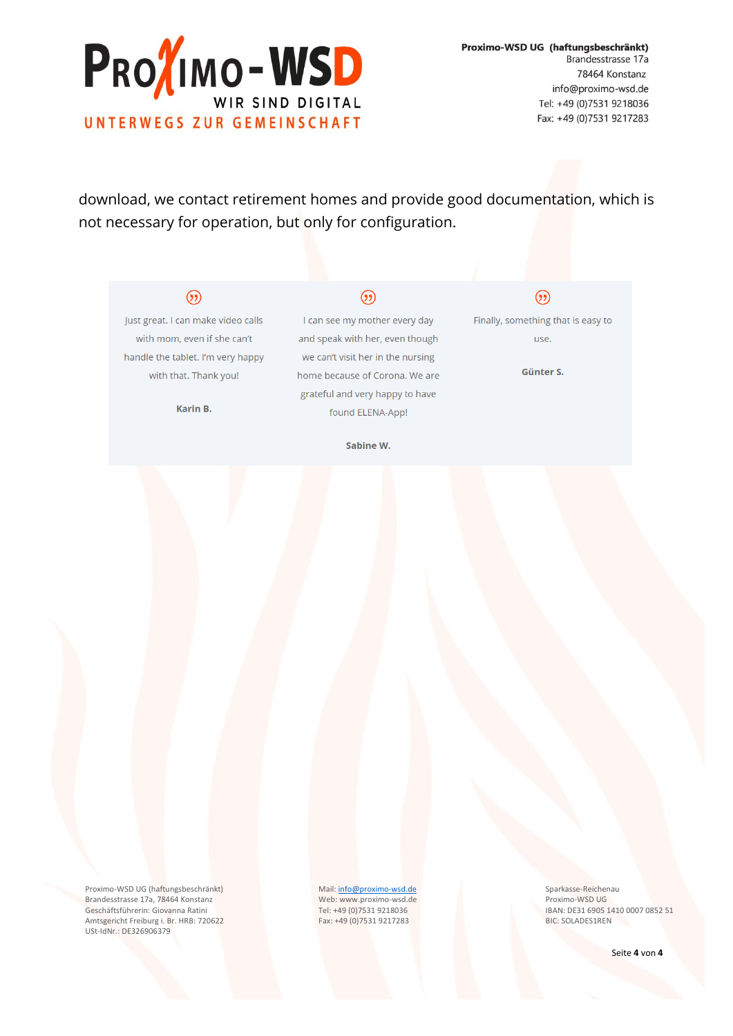download, we contact retirement homes and provide good documentation, which is not necessary for operation, but only for configuration.

Just great. I can make video calls with mom, even if she can't handle the tablet. I'm very happy with that. Thank you!

**Karin B.**

I can see my mother every day and speak with her, even though we can't visit her in the nursing home because of Corona. We are grateful and very happy to have found ELENA-App!

**Sabine W.**

Finally, something that is easy to use.

**Günter S.**